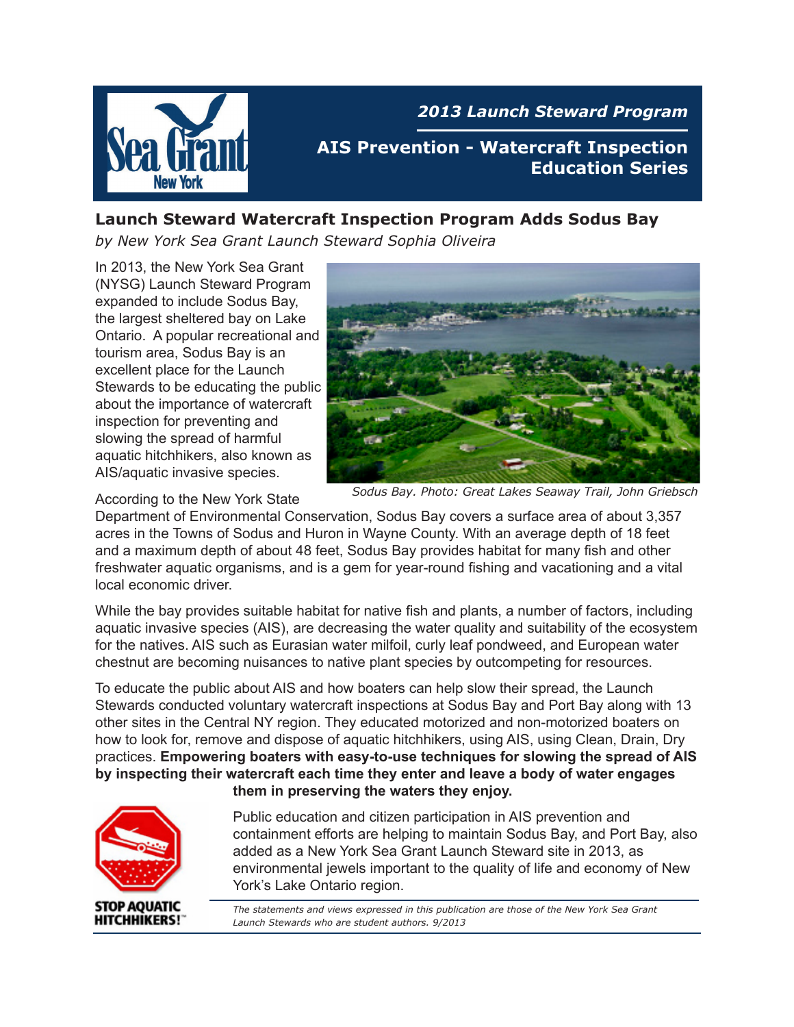**2013 Launch Steward Program**

**AIS Prevention - Watercraft Inspection Education Series**

## Launch Steward Watercraft Inspection Program Adds Sodus Bay

*by New York Sea Grant Launch Steward Sophia Oliveira*

In 2013, the New York Sea Grant (NYSG) Launch Steward Program expanded to include Sodus Bay, the largest sheltered bay on Lake Ontario. A popular recreational and tourism area, Sodus Bay is an excellent place for the Launch Stewards to be educating the public about the importance of watercraft inspection for preventing and slowing the spread of harmful aquatic hitchhikers, also known as AIS/aquatic invasive species.

*Sodus Bay. Photo: Great Lakes Seaway Trail, John Griebsch*

According to the New York State Department of Environmental Conservation, Sodus Bay covers a surface area of about 3,357 acres in the Towns of Sodus and Huron in Wayne County. With an average depth of 18 feet and a maximum depth of about 48 feet, Sodus Bay provides habitat for many fish and other freshwater aquatic organisms, and is a gem for year-round fishing and vacationing and a vital local economic driver.

While the bay provides suitable habitat for native fish and plants, a number of factors, including aquatic invasive species (AIS), are decreasing the water quality and suitability of the ecosystem for the natives. AIS such as Eurasian water milfoil, curly leaf pondweed, and European water chestnut are becoming nuisances to native plant species by outcompeting for resources.

To educate the public about AIS and how boaters can help slow their spread, the Launch Stewards conducted voluntary watercraft inspections at Sodus Bay and Port Bay along with 13 other sites in the Central NY region. They educated motorized and non-motorized boaters on how to look for, remove and dispose of aquatic hitchhikers, using AIS, using Clean, Drain, Dry practices. **Empowering boaters with easy-to-use techniques for slowing the spread of AIS by inspecting their watercraft each time they enter and leave a body of water engages them in preserving the waters they enjoy.**

STOP AQUATIC HITCHHIKERS!™

Public education and citizen participation in AIS prevention and containment efforts are helping to maintain Sodus Bay, and Port Bay, also added as a New York Sea Grant Launch Steward site in 2013, as environmental jewels important to the quality of life and economy of New York's Lake Ontario region.

*The statements and views expressed in this publication are those of the New York Sea Grant Launch Stewards who are student authors. 9/2013*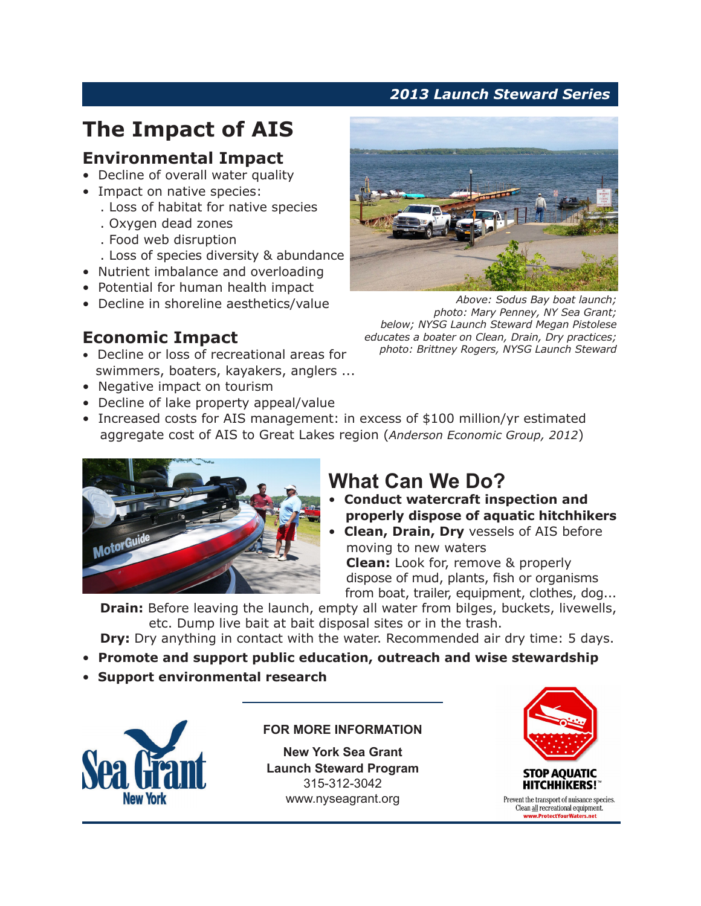*2013 Launch Steward Series*

# The Impact of AIS

## Environmental Impact

- Decline of overall water quality
- Impact on native species:
  - . Loss of habitat for native species
  - . Oxygen dead zones
  - . Food web disruption
  - . Loss of species diversity & abundance
- Nutrient imbalance and overloading
- Potential for human health impact
- Decline in shoreline aesthetics/value

*Above: Sodus Bay boat launch; photo: Mary Penney, NY Sea Grant; below; NYSG Launch Steward Megan Pistolese educates a boater on Clean, Drain, Dry practices; photo: Brittney Rogers, NYSG Launch Steward*

## Economic Impact

- Decline or loss of recreational areas for swimmers, boaters, kayakers, anglers ...
- Negative impact on tourism
- Decline of lake property appeal/value
- Increased costs for AIS management: in excess of $100 million/yr estimated aggregate cost of AIS to Great Lakes region (*Anderson Economic Group, 2012*)

## What Can We Do?

- **Conduct watercraft inspection and properly dispose of aquatic hitchhikers**
- **Clean, Drain, Dry** vessels of AIS before moving to new waters

  **Clean:** Look for, remove & properly dispose of mud, plants, fish or organisms from boat, trailer, equipment, clothes, dog...

  **Drain:** Before leaving the launch, empty all water from bilges, buckets, livewells, etc. Dump live bait at bait disposal sites or in the trash.

  **Dry:** Dry anything in contact with the water. Recommended air dry time: 5 days.
- **Promote and support public education, outreach and wise stewardship**
- **Support environmental research**

Sea Grant New York

**FOR MORE INFORMATION**

**New York Sea Grant**
**Launch Steward Program**
315-312-3042
www.nyseagrant.org

STOP AQUATIC HITCHHIKERS!™
Prevent the transport of nuisance species. Clean all recreational equipment.
www.ProtectYourWaters.net